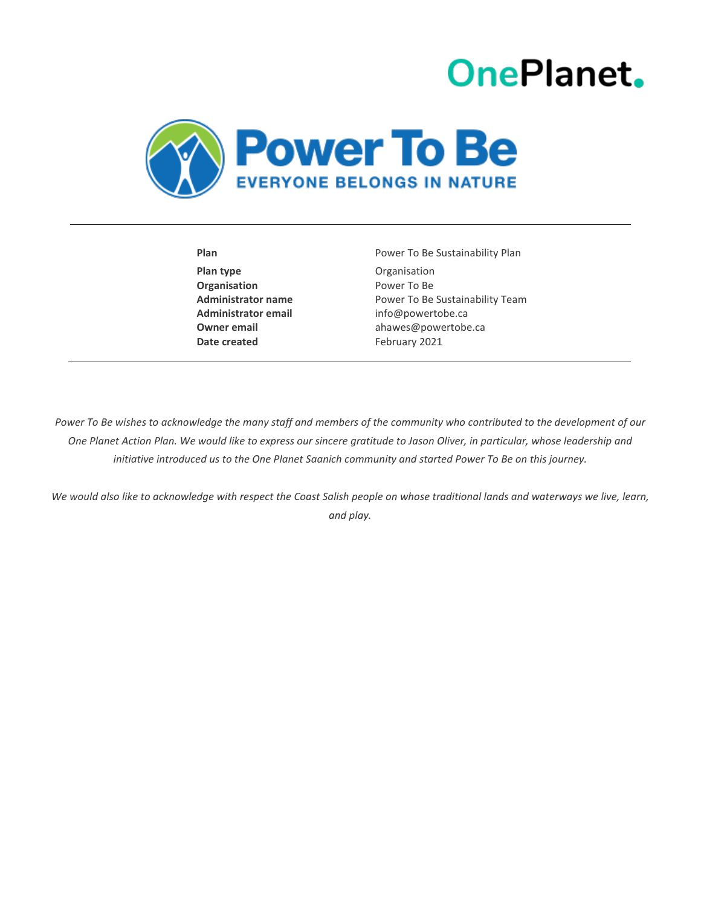OnePlanet.

# Power To Be

EVERYONE BELONGS IN NATURE

---

| | |
|---|---|
| **Plan** | Power To Be Sustainability Plan |
| **Plan type** | Organisation |
| **Organisation** | Power To Be |
| **Administrator name** | Power To Be Sustainability Team |
| **Administrator email** | info@powertobe.ca |
| **Owner email** | ahawes@powertobe.ca |
| **Date created** | February 2021 |

---

*Power To Be wishes to acknowledge the many staff and members of the community who contributed to the development of our One Planet Action Plan. We would like to express our sincere gratitude to Jason Oliver, in particular, whose leadership and initiative introduced us to the One Planet Saanich community and started Power To Be on this journey.*

*We would also like to acknowledge with respect the Coast Salish people on whose traditional lands and waterways we live, learn, and play.*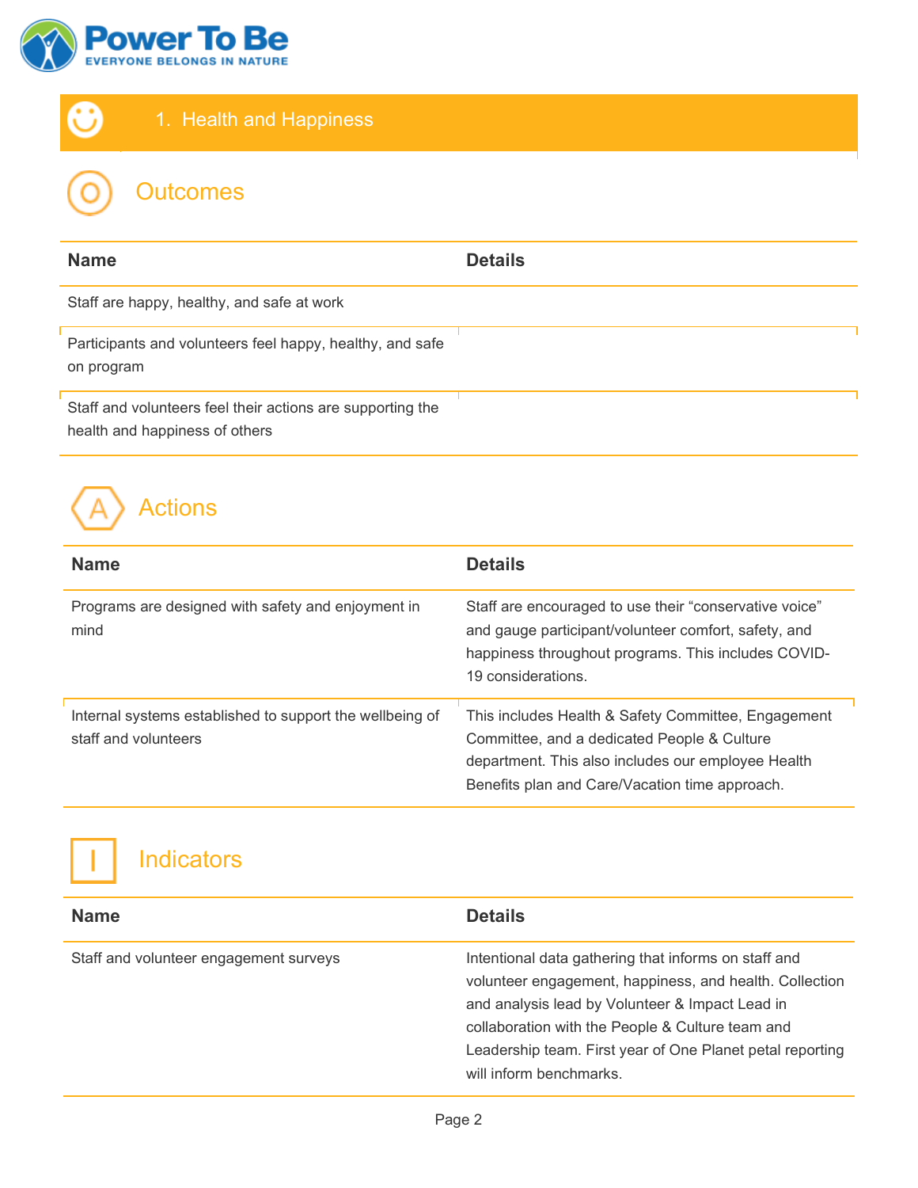## 1. Health and Happiness

### Outcomes

| Name | Details |
| --- | --- |
| Staff are happy, healthy, and safe at work | |
| Participants and volunteers feel happy, healthy, and safe on program | |
| Staff and volunteers feel their actions are supporting the health and happiness of others | |

### Actions

| Name | Details |
| --- | --- |
| Programs are designed with safety and enjoyment in mind | Staff are encouraged to use their "conservative voice" and gauge participant/volunteer comfort, safety, and happiness throughout programs. This includes COVID-19 considerations. |
| Internal systems established to support the wellbeing of staff and volunteers | This includes Health & Safety Committee, Engagement Committee, and a dedicated People & Culture department. This also includes our employee Health Benefits plan and Care/Vacation time approach. |

### Indicators

| Name | Details |
| --- | --- |
| Staff and volunteer engagement surveys | Intentional data gathering that informs on staff and volunteer engagement, happiness, and health. Collection and analysis lead by Volunteer & Impact Lead in collaboration with the People & Culture team and Leadership team. First year of One Planet petal reporting will inform benchmarks. |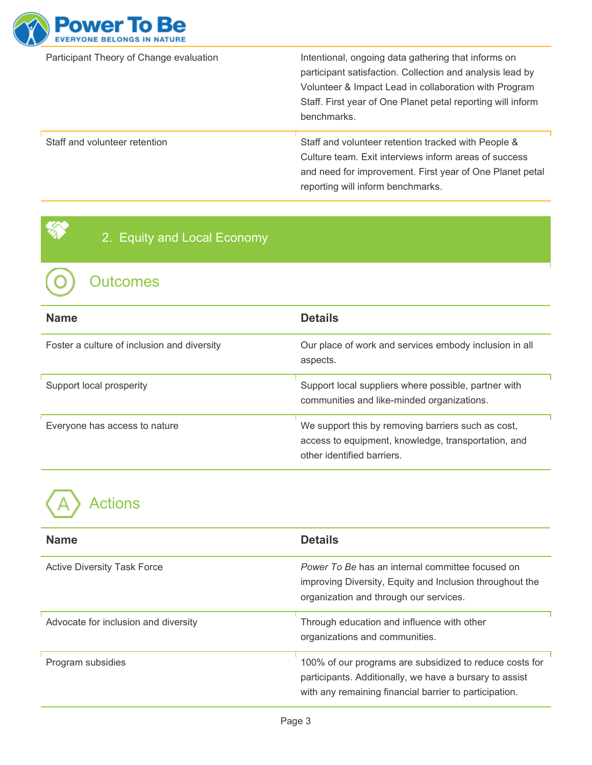| | |
|---|---|
| Participant Theory of Change evaluation | Intentional, ongoing data gathering that informs on participant satisfaction. Collection and analysis lead by Volunteer & Impact Lead in collaboration with Program Staff. First year of One Planet petal reporting will inform benchmarks. |
| Staff and volunteer retention | Staff and volunteer retention tracked with People & Culture team. Exit interviews inform areas of success and need for improvement. First year of One Planet petal reporting will inform benchmarks. |

## 2. Equity and Local Economy

### Outcomes

| Name | Details |
|---|---|
| Foster a culture of inclusion and diversity | Our place of work and services embody inclusion in all aspects. |
| Support local prosperity | Support local suppliers where possible, partner with communities and like-minded organizations. |
| Everyone has access to nature | We support this by removing barriers such as cost, access to equipment, knowledge, transportation, and other identified barriers. |

### Actions

| Name | Details |
|---|---|
| Active Diversity Task Force | *Power To Be* has an internal committee focused on improving Diversity, Equity and Inclusion throughout the organization and through our services. |
| Advocate for inclusion and diversity | Through education and influence with other organizations and communities. |
| Program subsidies | 100% of our programs are subsidized to reduce costs for participants. Additionally, we have a bursary to assist with any remaining financial barrier to participation. |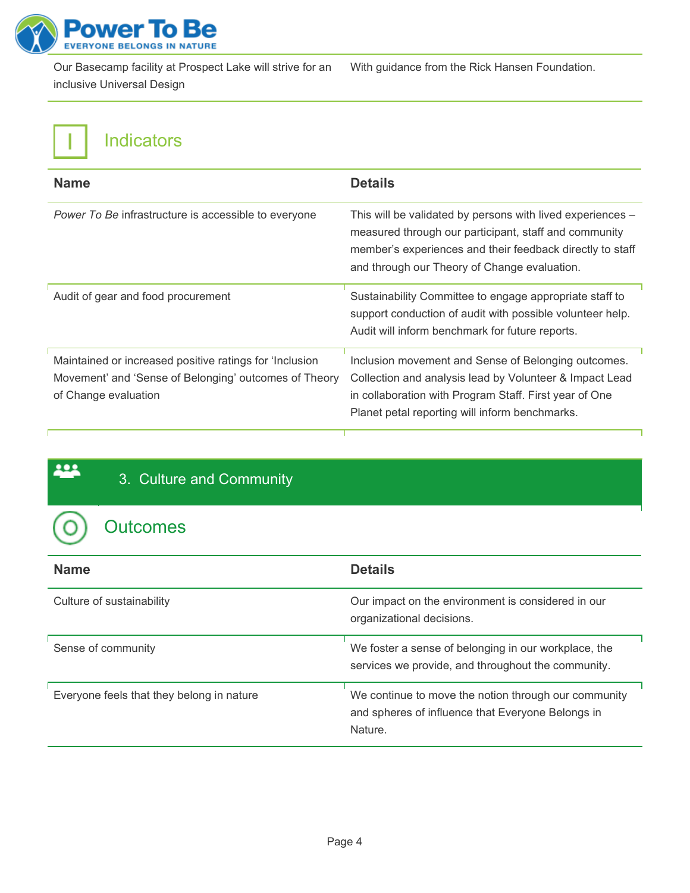| | |
|---|---|
| Our Basecamp facility at Prospect Lake will strive for an inclusive Universal Design | With guidance from the Rick Hansen Foundation. |

## Indicators

| Name | Details |
|---|---|
| *Power To Be* infrastructure is accessible to everyone | This will be validated by persons with lived experiences – measured through our participant, staff and community member's experiences and their feedback directly to staff and through our Theory of Change evaluation. |
| Audit of gear and food procurement | Sustainability Committee to engage appropriate staff to support conduction of audit with possible volunteer help. Audit will inform benchmark for future reports. |
| Maintained or increased positive ratings for 'Inclusion Movement' and 'Sense of Belonging' outcomes of Theory of Change evaluation | Inclusion movement and Sense of Belonging outcomes. Collection and analysis lead by Volunteer & Impact Lead in collaboration with Program Staff. First year of One Planet petal reporting will inform benchmarks. |

# 3. Culture and Community

## Outcomes

| Name | Details |
|---|---|
| Culture of sustainability | Our impact on the environment is considered in our organizational decisions. |
| Sense of community | We foster a sense of belonging in our workplace, the services we provide, and throughout the community. |
| Everyone feels that they belong in nature | We continue to move the notion through our community and spheres of influence that Everyone Belongs in Nature. |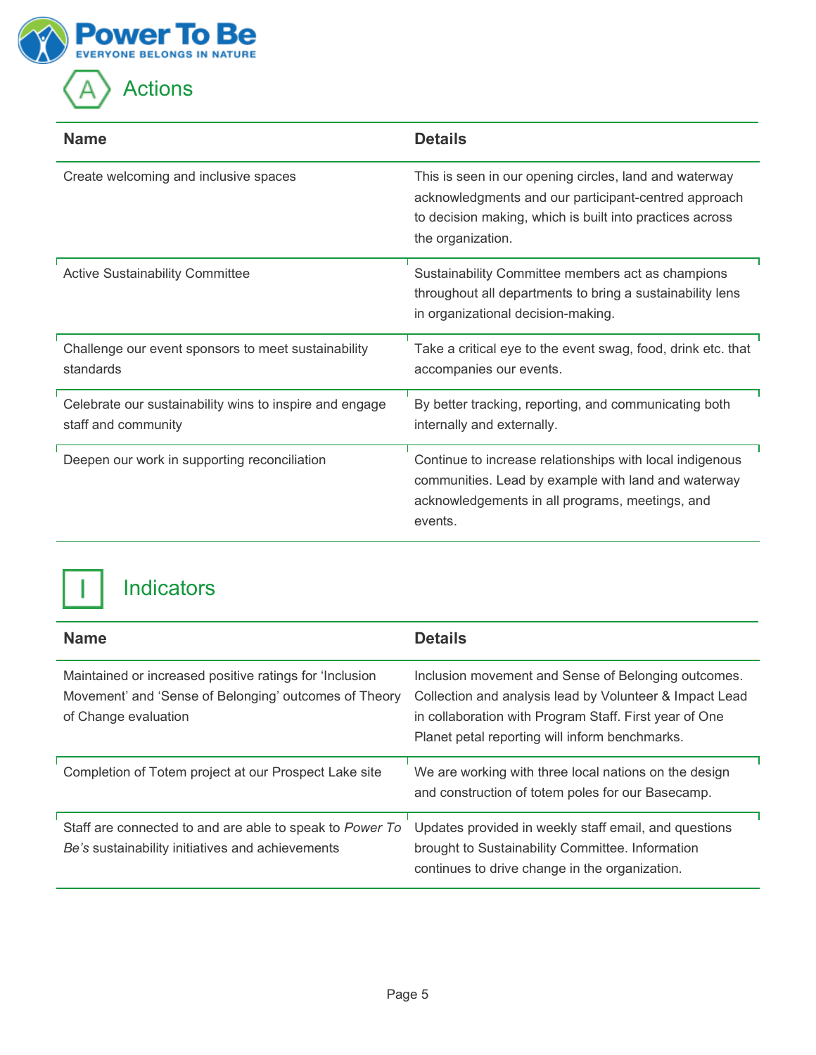## Actions

| Name | Details |
| --- | --- |
| Create welcoming and inclusive spaces | This is seen in our opening circles, land and waterway acknowledgments and our participant-centred approach to decision making, which is built into practices across the organization. |
| Active Sustainability Committee | Sustainability Committee members act as champions throughout all departments to bring a sustainability lens in organizational decision-making. |
| Challenge our event sponsors to meet sustainability standards | Take a critical eye to the event swag, food, drink etc. that accompanies our events. |
| Celebrate our sustainability wins to inspire and engage staff and community | By better tracking, reporting, and communicating both internally and externally. |
| Deepen our work in supporting reconciliation | Continue to increase relationships with local indigenous communities. Lead by example with land and waterway acknowledgements in all programs, meetings, and events. |

## Indicators

| Name | Details |
| --- | --- |
| Maintained or increased positive ratings for 'Inclusion Movement' and 'Sense of Belonging' outcomes of Theory of Change evaluation | Inclusion movement and Sense of Belonging outcomes. Collection and analysis lead by Volunteer & Impact Lead in collaboration with Program Staff. First year of One Planet petal reporting will inform benchmarks. |
| Completion of Totem project at our Prospect Lake site | We are working with three local nations on the design and construction of totem poles for our Basecamp. |
| Staff are connected to and are able to speak to *Power To Be's* sustainability initiatives and achievements | Updates provided in weekly staff email, and questions brought to Sustainability Committee. Information continues to drive change in the organization. |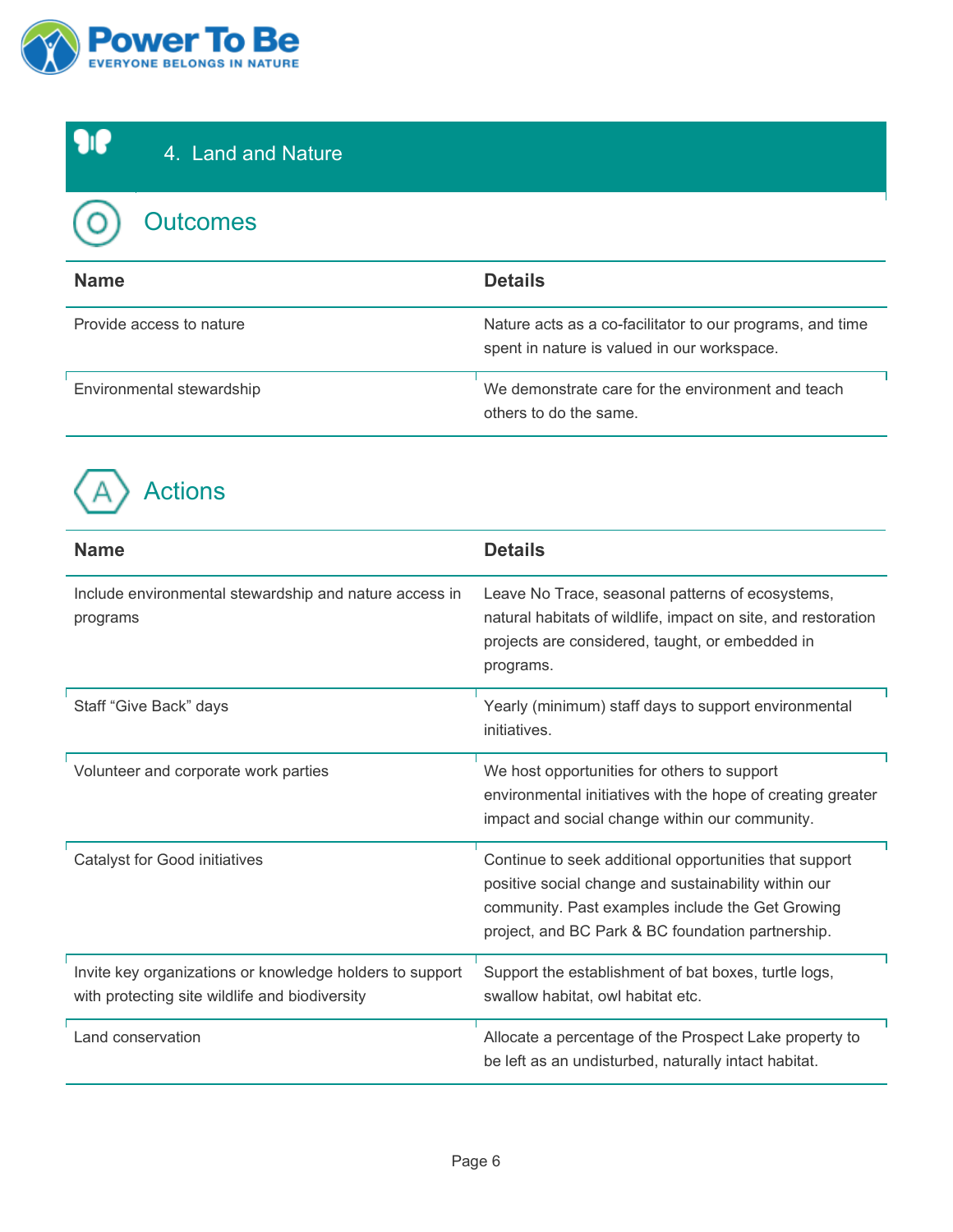## 4. Land and Nature

### Outcomes

| Name | Details |
| --- | --- |
| Provide access to nature | Nature acts as a co-facilitator to our programs, and time spent in nature is valued in our workspace. |
| Environmental stewardship | We demonstrate care for the environment and teach others to do the same. |

### Actions

| Name | Details |
| --- | --- |
| Include environmental stewardship and nature access in programs | Leave No Trace, seasonal patterns of ecosystems, natural habitats of wildlife, impact on site, and restoration projects are considered, taught, or embedded in programs. |
| Staff "Give Back" days | Yearly (minimum) staff days to support environmental initiatives. |
| Volunteer and corporate work parties | We host opportunities for others to support environmental initiatives with the hope of creating greater impact and social change within our community. |
| Catalyst for Good initiatives | Continue to seek additional opportunities that support positive social change and sustainability within our community. Past examples include the Get Growing project, and BC Park & BC foundation partnership. |
| Invite key organizations or knowledge holders to support with protecting site wildlife and biodiversity | Support the establishment of bat boxes, turtle logs, swallow habitat, owl habitat etc. |
| Land conservation | Allocate a percentage of the Prospect Lake property to be left as an undisturbed, naturally intact habitat. |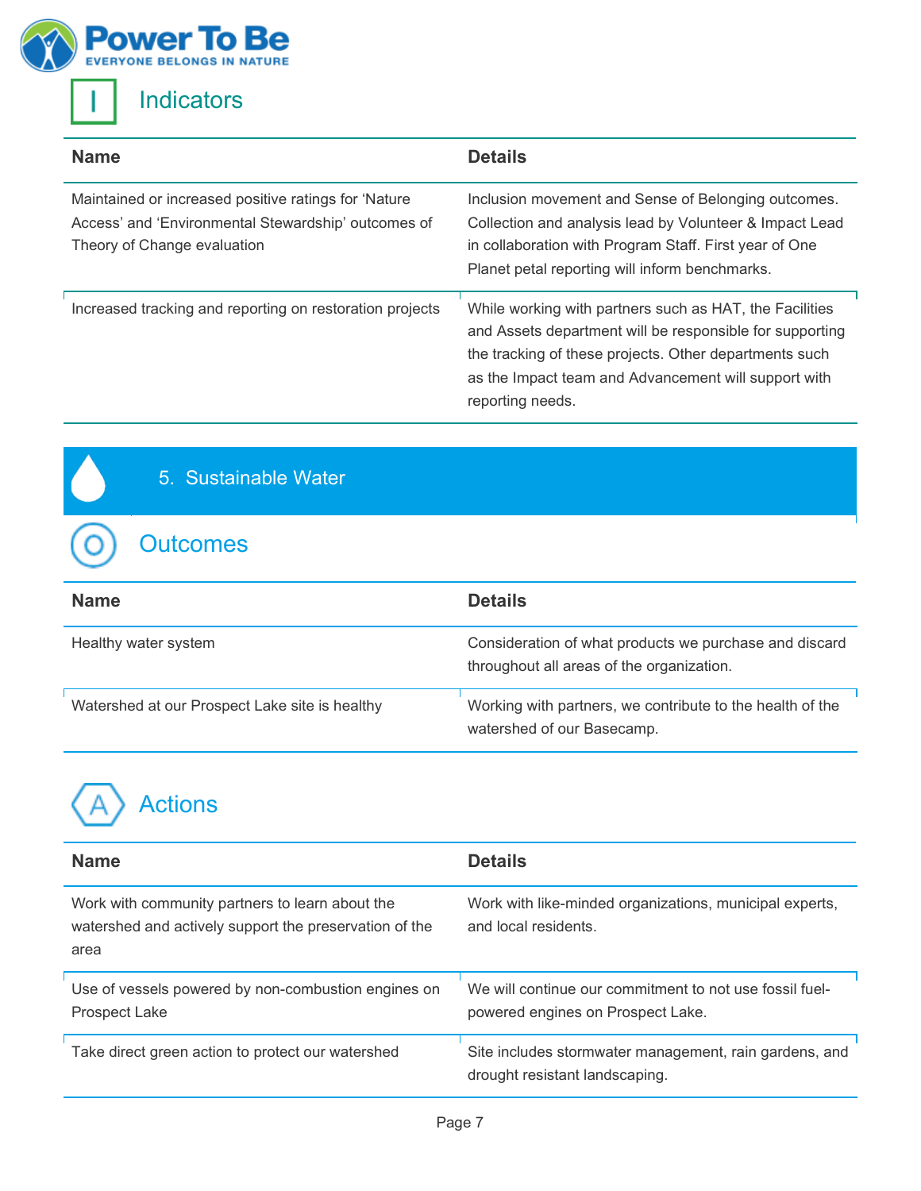## Indicators

| Name | Details |
| --- | --- |
| Maintained or increased positive ratings for 'Nature Access' and 'Environmental Stewardship' outcomes of Theory of Change evaluation | Inclusion movement and Sense of Belonging outcomes. Collection and analysis lead by Volunteer & Impact Lead in collaboration with Program Staff. First year of One Planet petal reporting will inform benchmarks. |
| Increased tracking and reporting on restoration projects | While working with partners such as HAT, the Facilities and Assets department will be responsible for supporting the tracking of these projects. Other departments such as the Impact team and Advancement will support with reporting needs. |

# 5. Sustainable Water

## Outcomes

| Name | Details |
| --- | --- |
| Healthy water system | Consideration of what products we purchase and discard throughout all areas of the organization. |
| Watershed at our Prospect Lake site is healthy | Working with partners, we contribute to the health of the watershed of our Basecamp. |

## Actions

| Name | Details |
| --- | --- |
| Work with community partners to learn about the watershed and actively support the preservation of the area | Work with like-minded organizations, municipal experts, and local residents. |
| Use of vessels powered by non-combustion engines on Prospect Lake | We will continue our commitment to not use fossil fuel-powered engines on Prospect Lake. |
| Take direct green action to protect our watershed | Site includes stormwater management, rain gardens, and drought resistant landscaping. |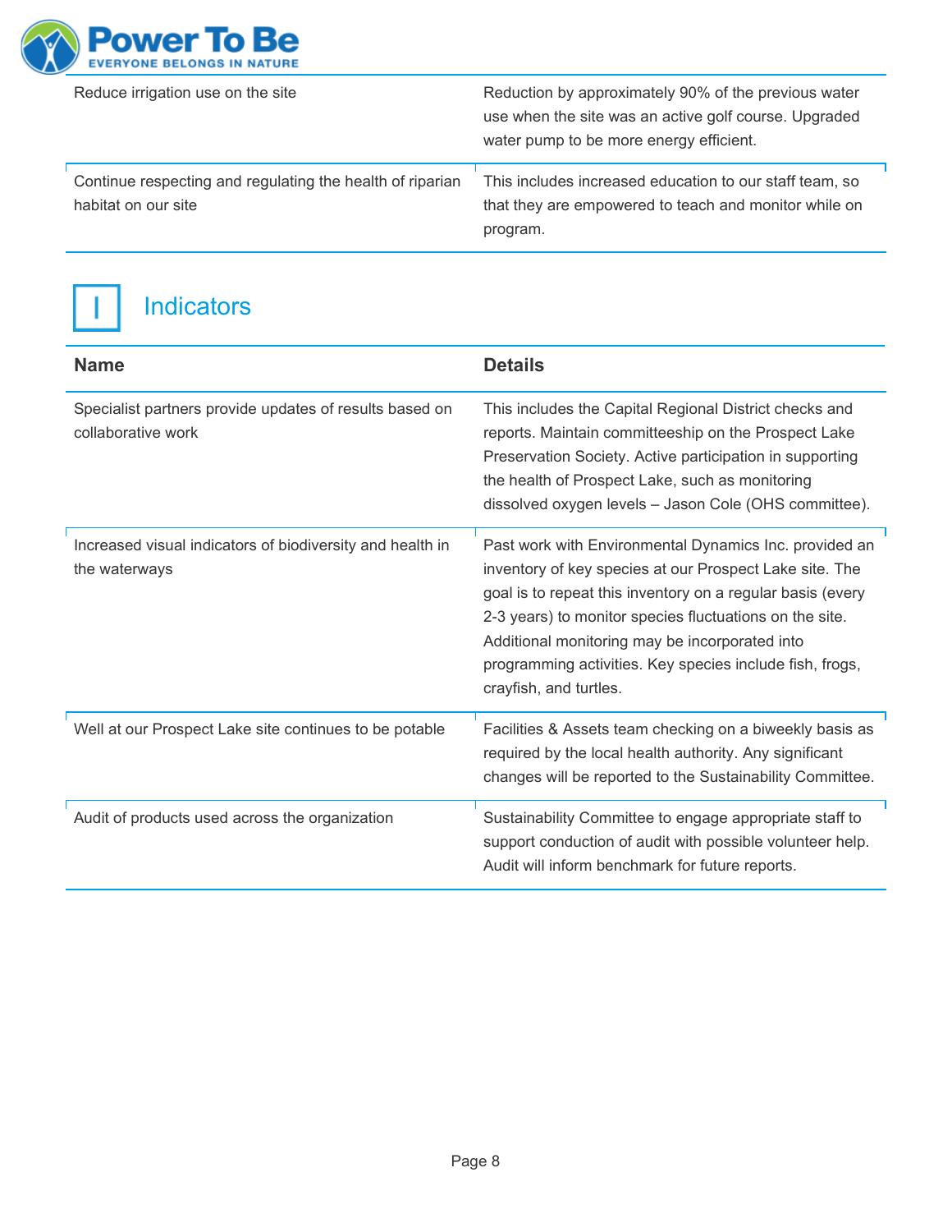| | |
|---|---|
| Reduce irrigation use on the site | Reduction by approximately 90% of the previous water use when the site was an active golf course. Upgraded water pump to be more energy efficient. |
| Continue respecting and regulating the health of riparian habitat on our site | This includes increased education to our staff team, so that they are empowered to teach and monitor while on program. |

## I Indicators

| Name | Details |
|---|---|
| Specialist partners provide updates of results based on collaborative work | This includes the Capital Regional District checks and reports. Maintain committeeship on the Prospect Lake Preservation Society. Active participation in supporting the health of Prospect Lake, such as monitoring dissolved oxygen levels – Jason Cole (OHS committee). |
| Increased visual indicators of biodiversity and health in the waterways | Past work with Environmental Dynamics Inc. provided an inventory of key species at our Prospect Lake site. The goal is to repeat this inventory on a regular basis (every 2-3 years) to monitor species fluctuations on the site. Additional monitoring may be incorporated into programming activities. Key species include fish, frogs, crayfish, and turtles. |
| Well at our Prospect Lake site continues to be potable | Facilities & Assets team checking on a biweekly basis as required by the local health authority. Any significant changes will be reported to the Sustainability Committee. |
| Audit of products used across the organization | Sustainability Committee to engage appropriate staff to support conduction of audit with possible volunteer help. Audit will inform benchmark for future reports. |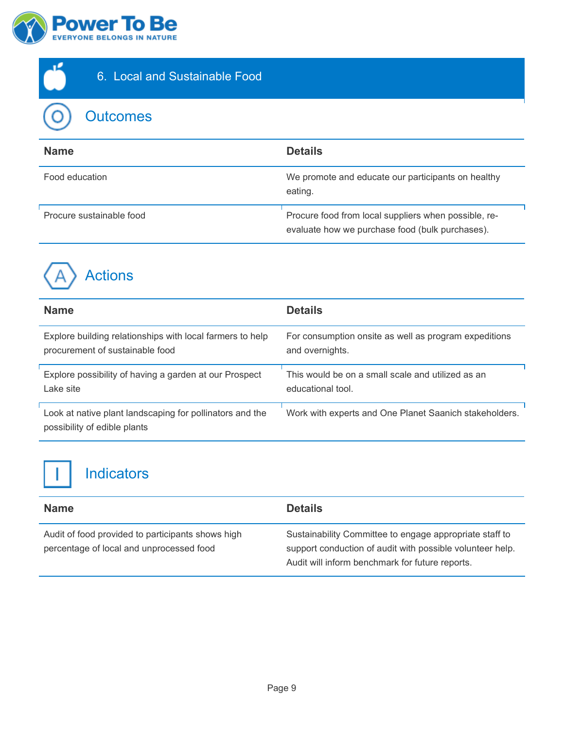## 6. Local and Sustainable Food

### Outcomes

| Name | Details |
|---|---|
| Food education | We promote and educate our participants on healthy eating. |
| Procure sustainable food | Procure food from local suppliers when possible, re-evaluate how we purchase food (bulk purchases). |

### Actions

| Name | Details |
|---|---|
| Explore building relationships with local farmers to help procurement of sustainable food | For consumption onsite as well as program expeditions and overnights. |
| Explore possibility of having a garden at our Prospect Lake site | This would be on a small scale and utilized as an educational tool. |
| Look at native plant landscaping for pollinators and the possibility of edible plants | Work with experts and One Planet Saanich stakeholders. |

### Indicators

| Name | Details |
|---|---|
| Audit of food provided to participants shows high percentage of local and unprocessed food | Sustainability Committee to engage appropriate staff to support conduction of audit with possible volunteer help. Audit will inform benchmark for future reports. |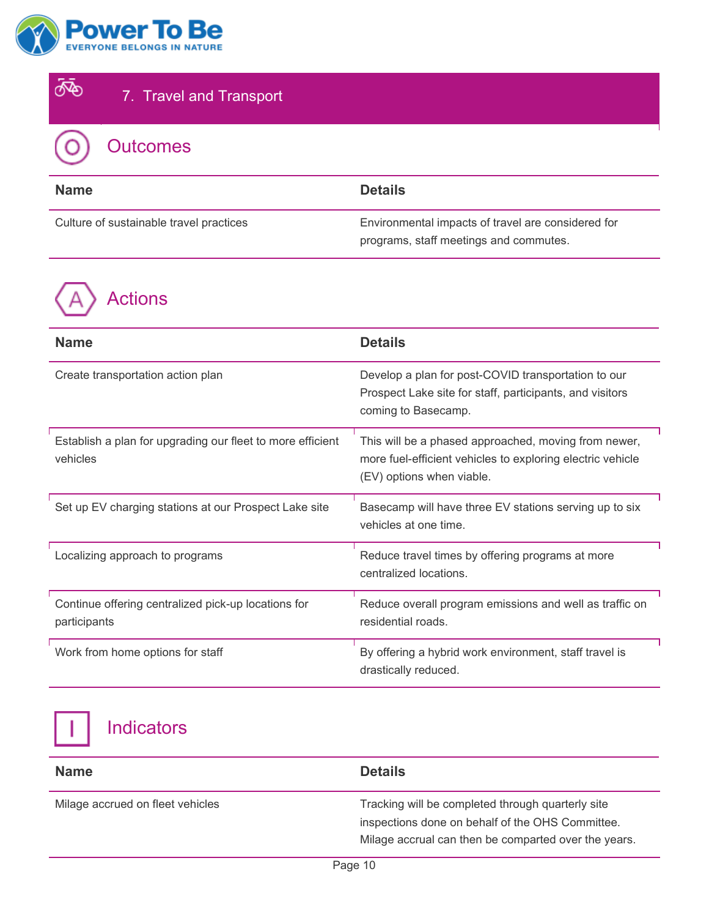## 7. Travel and Transport

### Outcomes

| Name | Details |
|---|---|
| Culture of sustainable travel practices | Environmental impacts of travel are considered for programs, staff meetings and commutes. |

### Actions

| Name | Details |
|---|---|
| Create transportation action plan | Develop a plan for post-COVID transportation to our Prospect Lake site for staff, participants, and visitors coming to Basecamp. |
| Establish a plan for upgrading our fleet to more efficient vehicles | This will be a phased approached, moving from newer, more fuel-efficient vehicles to exploring electric vehicle (EV) options when viable. |
| Set up EV charging stations at our Prospect Lake site | Basecamp will have three EV stations serving up to six vehicles at one time. |
| Localizing approach to programs | Reduce travel times by offering programs at more centralized locations. |
| Continue offering centralized pick-up locations for participants | Reduce overall program emissions and well as traffic on residential roads. |
| Work from home options for staff | By offering a hybrid work environment, staff travel is drastically reduced. |

### Indicators

| Name | Details |
|---|---|
| Milage accrued on fleet vehicles | Tracking will be completed through quarterly site inspections done on behalf of the OHS Committee. Milage accrual can then be comparted over the years. |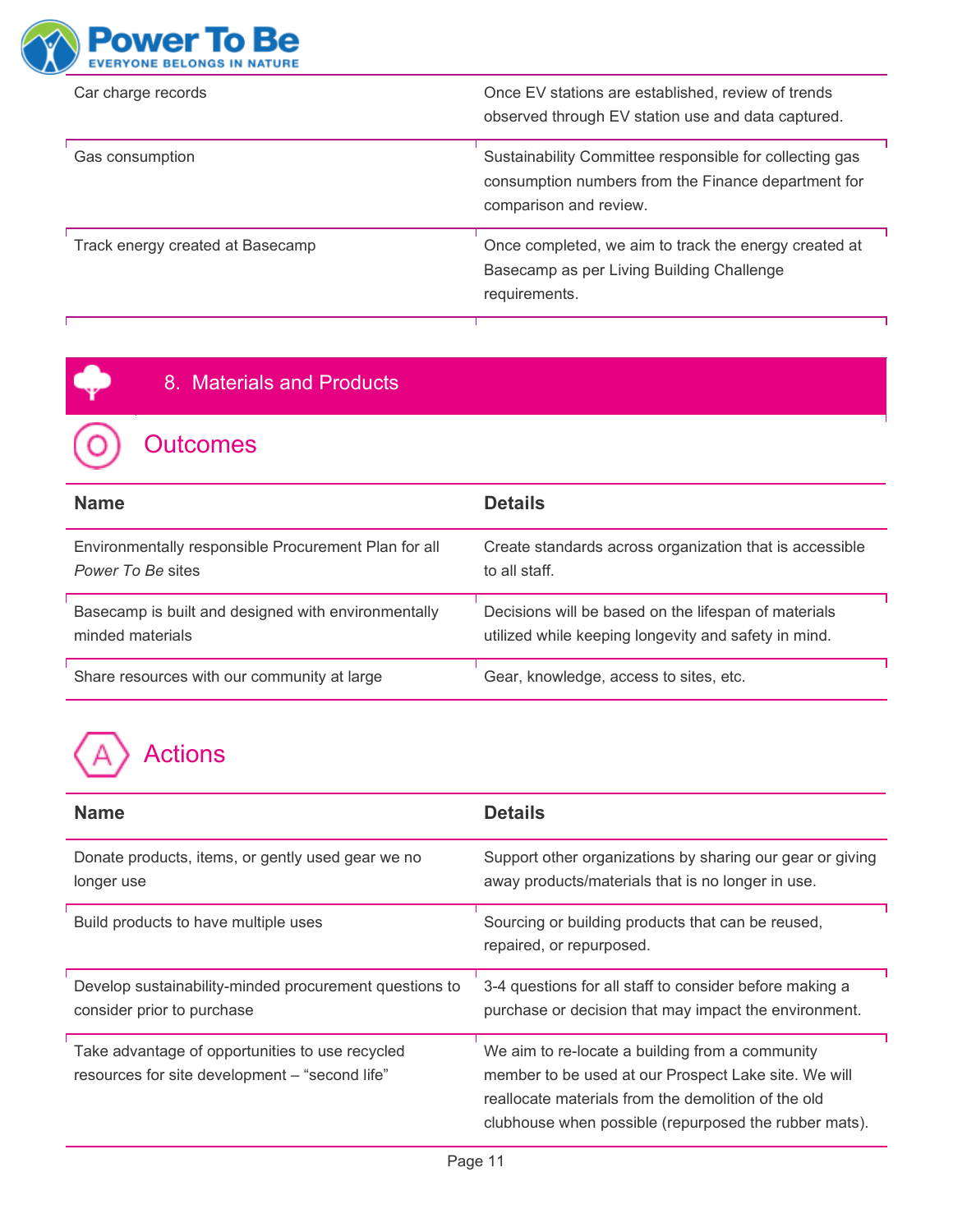| | |
|---|---|
| Car charge records | Once EV stations are established, review of trends observed through EV station use and data captured. |
| Gas consumption | Sustainability Committee responsible for collecting gas consumption numbers from the Finance department for comparison and review. |
| Track energy created at Basecamp | Once completed, we aim to track the energy created at Basecamp as per Living Building Challenge requirements. |

## 8. Materials and Products

### Outcomes

| Name | Details |
|---|---|
| Environmentally responsible Procurement Plan for all *Power To Be* sites | Create standards across organization that is accessible to all staff. |
| Basecamp is built and designed with environmentally minded materials | Decisions will be based on the lifespan of materials utilized while keeping longevity and safety in mind. |
| Share resources with our community at large | Gear, knowledge, access to sites, etc. |

### Actions

| Name | Details |
|---|---|
| Donate products, items, or gently used gear we no longer use | Support other organizations by sharing our gear or giving away products/materials that is no longer in use. |
| Build products to have multiple uses | Sourcing or building products that can be reused, repaired, or repurposed. |
| Develop sustainability-minded procurement questions to consider prior to purchase | 3-4 questions for all staff to consider before making a purchase or decision that may impact the environment. |
| Take advantage of opportunities to use recycled resources for site development – "second life" | We aim to re-locate a building from a community member to be used at our Prospect Lake site. We will reallocate materials from the demolition of the old clubhouse when possible (repurposed the rubber mats). |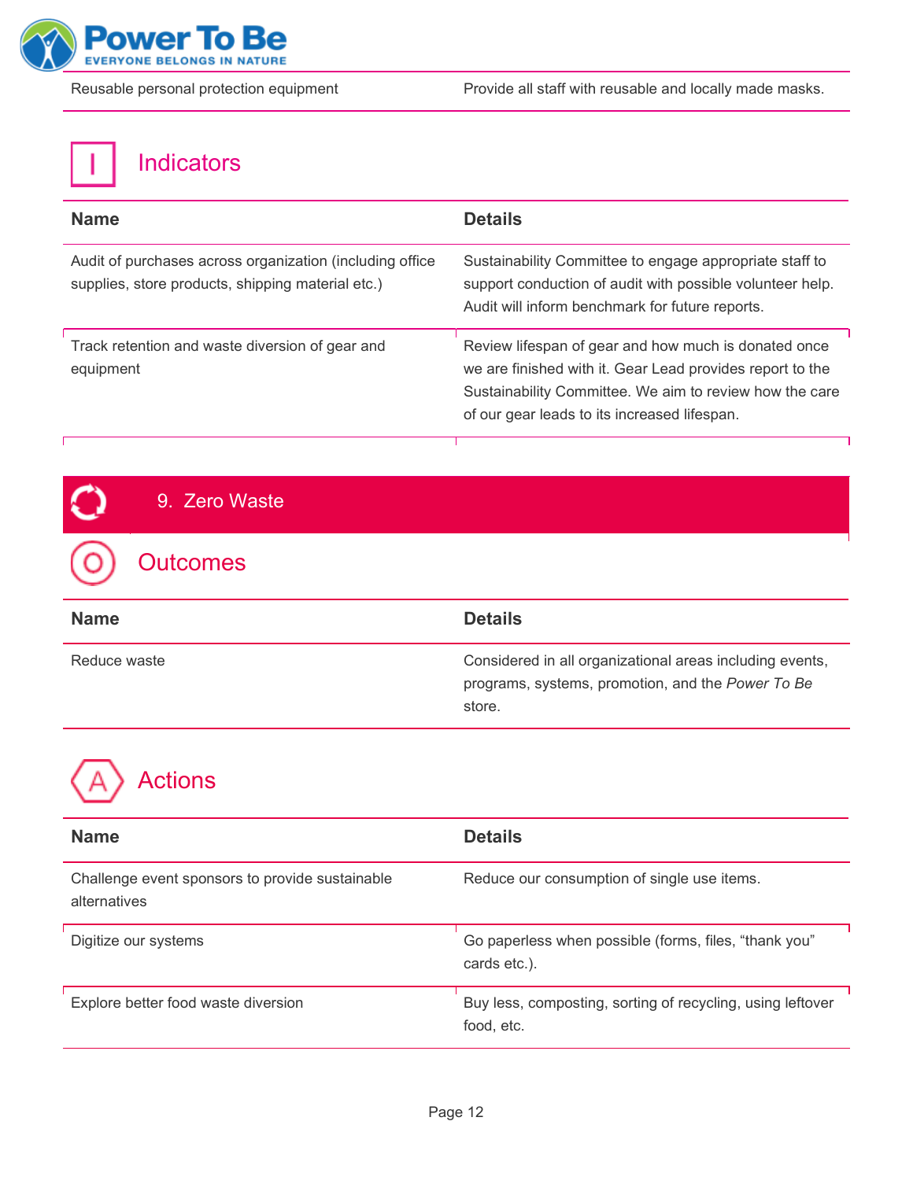| Reusable personal protection equipment | Provide all staff with reusable and locally made masks. |
|---|---|

### Indicators

| Name | Details |
|---|---|
| Audit of purchases across organization (including office supplies, store products, shipping material etc.) | Sustainability Committee to engage appropriate staff to support conduction of audit with possible volunteer help. Audit will inform benchmark for future reports. |
| Track retention and waste diversion of gear and equipment | Review lifespan of gear and how much is donated once we are finished with it. Gear Lead provides report to the Sustainability Committee. We aim to review how the care of our gear leads to its increased lifespan. |

## 9. Zero Waste

### Outcomes

| Name | Details |
|---|---|
| Reduce waste | Considered in all organizational areas including events, programs, systems, promotion, and the *Power To Be* store. |

### Actions

| Name | Details |
|---|---|
| Challenge event sponsors to provide sustainable alternatives | Reduce our consumption of single use items. |
| Digitize our systems | Go paperless when possible (forms, files, “thank you” cards etc.). |
| Explore better food waste diversion | Buy less, composting, sorting of recycling, using leftover food, etc. |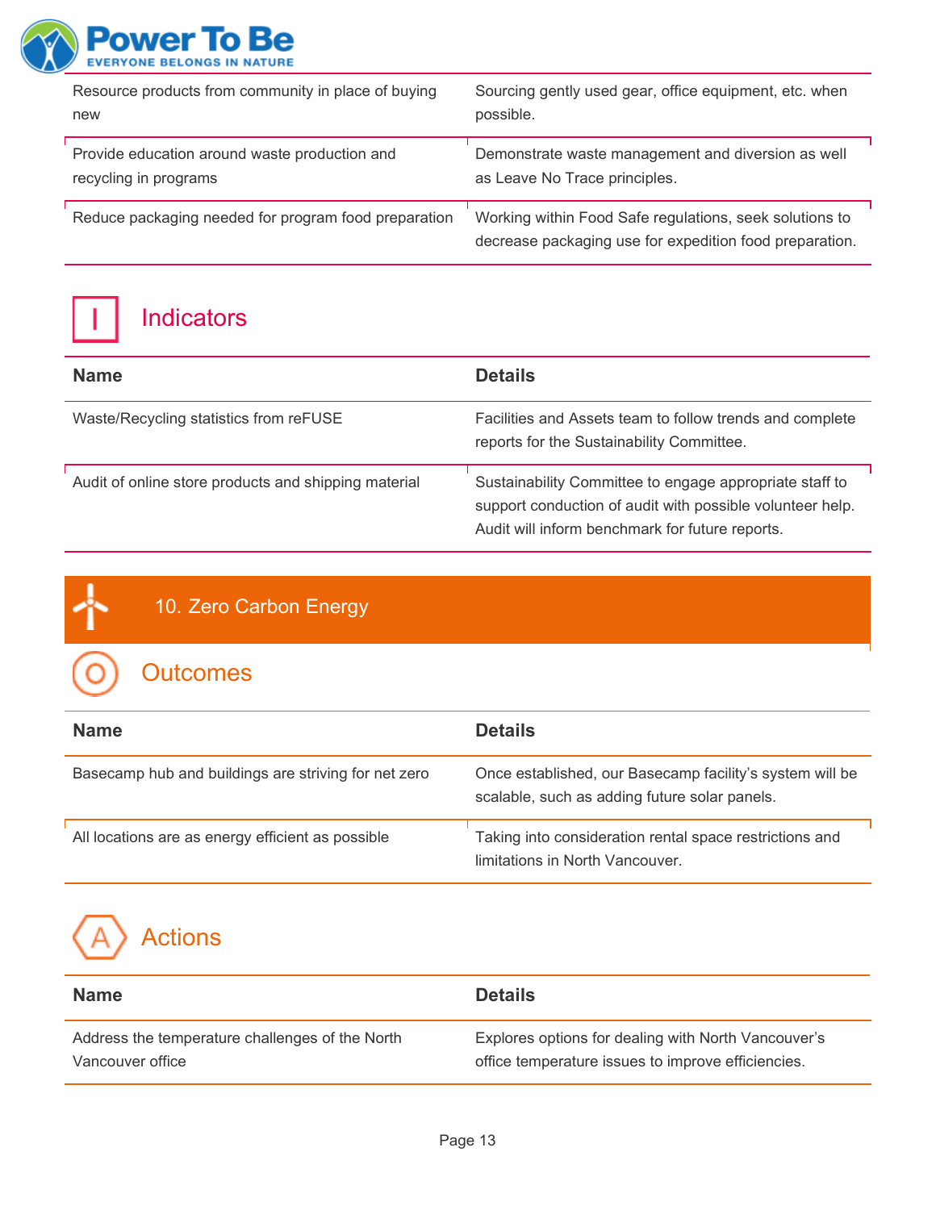| | |
|---|---|
| Resource products from community in place of buying new | Sourcing gently used gear, office equipment, etc. when possible. |
| Provide education around waste production and recycling in programs | Demonstrate waste management and diversion as well as Leave No Trace principles. |
| Reduce packaging needed for program food preparation | Working within Food Safe regulations, seek solutions to decrease packaging use for expedition food preparation. |

### Indicators

| Name | Details |
|---|---|
| Waste/Recycling statistics from reFUSE | Facilities and Assets team to follow trends and complete reports for the Sustainability Committee. |
| Audit of online store products and shipping material | Sustainability Committee to engage appropriate staff to support conduction of audit with possible volunteer help. Audit will inform benchmark for future reports. |

## 10. Zero Carbon Energy

### Outcomes

| Name | Details |
|---|---|
| Basecamp hub and buildings are striving for net zero | Once established, our Basecamp facility's system will be scalable, such as adding future solar panels. |
| All locations are as energy efficient as possible | Taking into consideration rental space restrictions and limitations in North Vancouver. |

### Actions

| Name | Details |
|---|---|
| Address the temperature challenges of the North Vancouver office | Explores options for dealing with North Vancouver's office temperature issues to improve efficiencies. |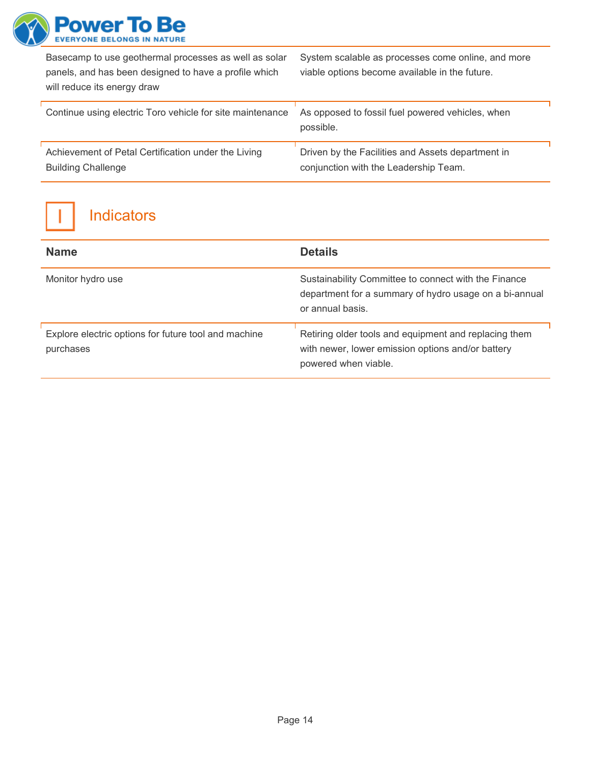| | |
|---|---|
| Basecamp to use geothermal processes as well as solar panels, and has been designed to have a profile which will reduce its energy draw | System scalable as processes come online, and more viable options become available in the future. |
| Continue using electric Toro vehicle for site maintenance | As opposed to fossil fuel powered vehicles, when possible. |
| Achievement of Petal Certification under the Living Building Challenge | Driven by the Facilities and Assets department in conjunction with the Leadership Team. |

## I Indicators

| Name | Details |
|---|---|
| Monitor hydro use | Sustainability Committee to connect with the Finance department for a summary of hydro usage on a bi-annual or annual basis. |
| Explore electric options for future tool and machine purchases | Retiring older tools and equipment and replacing them with newer, lower emission options and/or battery powered when viable. |